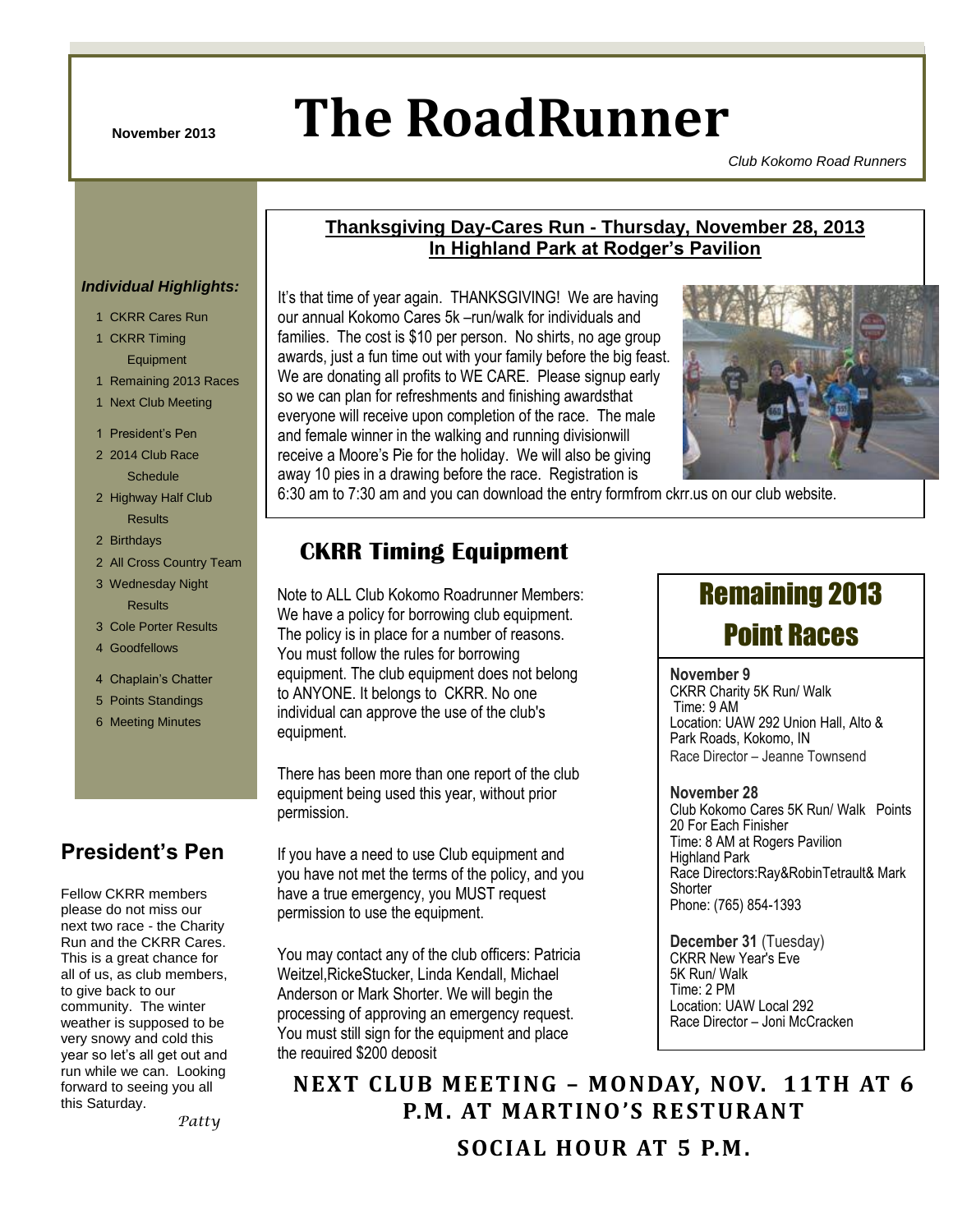November 2013

# The RoadRunner

*Club Kokomo Road Runners*

***Individual Highlights:***

- 1 CKRR Cares Run
- 1 CKRR Timing Equipment
- 1 Remaining 2013 Races
- 1 Next Club Meeting
- 1 President's Pen
- 2 2014 Club Race Schedule
- 2 Highway Half Club Results
- 2 Birthdays
- 2 All Cross Country Team
- 3 Wednesday Night Results
- 3 Cole Porter Results
- 4 Goodfellows
- 4 Chaplain's Chatter
- 5 Points Standings
- 6 Meeting Minutes

## Thanksgiving Day-Cares Run - Thursday, November 28, 2013
## In Highland Park at Rodger's Pavilion

It's that time of year again. THANKSGIVING! We are having our annual Kokomo Cares 5k –run/walk for individuals and families. The cost is $10 per person. No shirts, no age group awards, just a fun time out with your family before the big feast. We are donating all profits to WE CARE. Please signup early so we can plan for refreshments and finishing awardsthat everyone will receive upon completion of the race. The male and female winner in the walking and running divisionwill receive a Moore's Pie for the holiday. We will also be giving away 10 pies in a drawing before the race. Registration is 6:30 am to 7:30 am and you can download the entry formfrom ckrr.us on our club website.

## President's Pen

Fellow CKRR members please do not miss our next two race - the Charity Run and the CKRR Cares. This is a great chance for all of us, as club members, to give back to our community. The winter weather is supposed to be very snowy and cold this year so let's all get out and run while we can. Looking forward to seeing you all this Saturday.

*Patty*

## CKRR Timing Equipment

Note to ALL Club Kokomo Roadrunner Members: We have a policy for borrowing club equipment. The policy is in place for a number of reasons. You must follow the rules for borrowing equipment. The club equipment does not belong to ANYONE. It belongs to CKRR. No one individual can approve the use of the club's equipment.

There has been more than one report of the club equipment being used this year, without prior permission.

If you have a need to use Club equipment and you have not met the terms of the policy, and you have a true emergency, you MUST request permission to use the equipment.

You may contact any of the club officers: Patricia Weitzel,RickeStucker, Linda Kendall, Michael Anderson or Mark Shorter. We will begin the processing of approving an emergency request. You must still sign for the equipment and place the required $200 deposit

## Remaining 2013 Point Races

**November 9**
CKRR Charity 5K Run/ Walk
Time: 9 AM
Location: UAW 292 Union Hall, Alto & Park Roads, Kokomo, IN
Race Director – Jeanne Townsend

**November 28**
Club Kokomo Cares 5K Run/ Walk Points 20 For Each Finisher
Time: 8 AM at Rogers Pavilion Highland Park
Race Directors:Ray&RobinTetrault& Mark Shorter
Phone: (765) 854-1393

**December 31** (Tuesday)
CKRR New Year's Eve 5K Run/ Walk
Time: 2 PM
Location: UAW Local 292
Race Director – Joni McCracken

**NEXT CLUB MEETING – MONDAY, NOV. 11TH AT 6 P.M. AT MARTINO'S RESTURANT**

**SOCIAL HOUR AT 5 P.M.**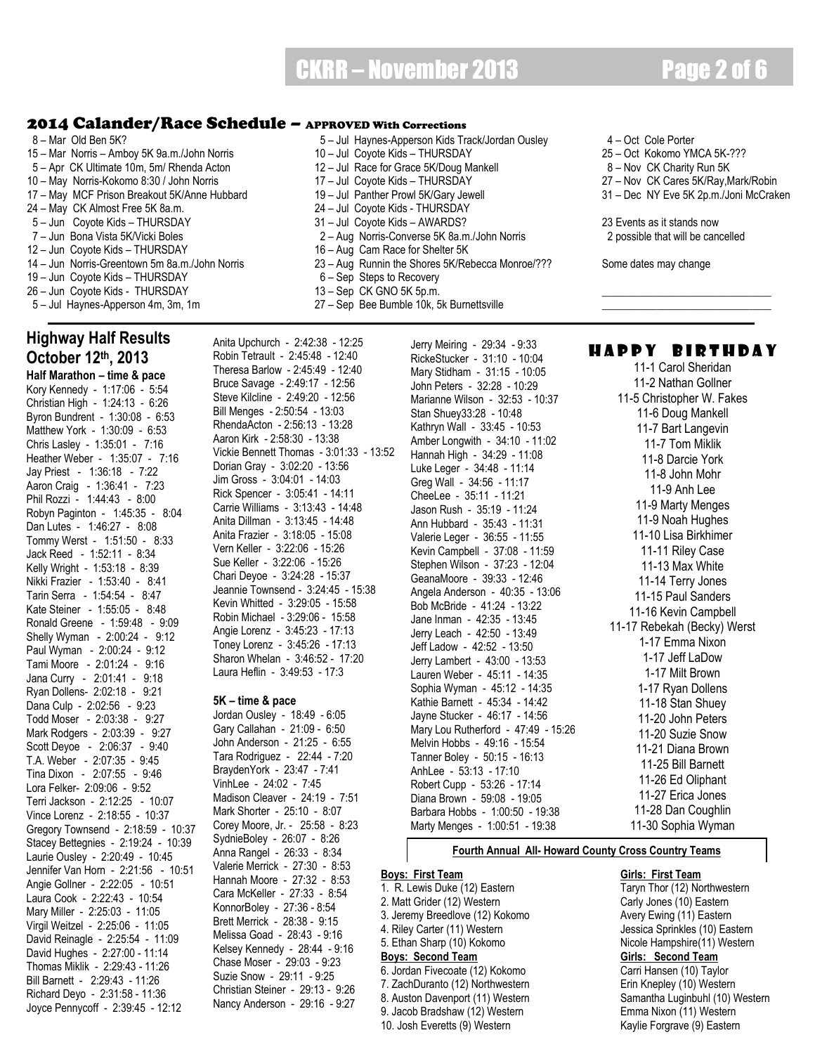## 2014 Calander/Race Schedule – APPROVED With Corrections

8 – Mar Old Ben 5K?
15 – Mar Norris – Amboy 5K 9a.m./John Norris
5 – Apr CK Ultimate 10m, 5m/ Rhenda Acton
10 – May Norris-Kokomo 8:30 / John Norris
17 – May MCF Prison Breakout 5K/Anne Hubbard
24 – May CK Almost Free 5K 8a.m.
5 – Jun Coyote Kids – THURSDAY
7 – Jun Bona Vista 5K/Vicki Boles
12 – Jun Coyote Kids – THURSDAY
14 – Jun Norris-Greentown 5m 8a.m./John Norris
19 – Jun Coyote Kids – THURSDAY
26 – Jun Coyote Kids - THURSDAY
5 – Jul Haynes-Apperson 4m, 3m, 1m
5 – Jul Haynes-Apperson Kids Track/Jordan Ousley
10 – Jul Coyote Kids – THURSDAY
12 – Jul Race for Grace 5K/Doug Mankell
17 – Jul Coyote Kids – THURSDAY
19 – Jul Panther Prowl 5K/Gary Jewell
24 – Jul Coyote Kids - THURSDAY
31 – Jul Coyote Kids – AWARDS?
2 – Aug Norris-Converse 5K 8a.m./John Norris
16 – Aug Cam Race for Shelter 5K
23 – Aug Runnin the Shores 5K/Rebecca Monroe/???
6 – Sep Steps to Recovery
13 – Sep CK GNO 5K 5p.m.
27 – Sep Bee Bumble 10k, 5k Burnettsville
4 – Oct Cole Porter
25 – Oct Kokomo YMCA 5K-???
8 – Nov CK Charity Run 5K
27 – Nov CK Cares 5K/Ray,Mark/Robin
31 – Dec NY Eve 5K 2p.m./Joni McCraken

23 Events as it stands now
2 possible that will be cancelled

Some dates may change

## Highway Half Results October 12th, 2013

**Half Marathon – time & pace**

Kory Kennedy - 1:17:06 - 5:54
Christian High - 1:24:13 - 6:26
Byron Bundrent - 1:30:08 - 6:53
Matthew York - 1:30:09 - 6:53
Chris Lasley - 1:35:01 - 7:16
Heather Weber - 1:35:07 - 7:16
Jay Priest - 1:36:18 - 7:22
Aaron Craig - 1:36:41 - 7:23
Phil Rozzi - 1:44:43 - 8:00
Robyn Paginton - 1:45:35 - 8:04
Dan Lutes - 1:46:27 - 8:08
Tommy Werst - 1:51:50 - 8:33
Jack Reed - 1:52:11 - 8:34
Kelly Wright - 1:53:18 - 8:39
Nikki Frazier - 1:53:40 - 8:41
Tarin Serra - 1:54:54 - 8:47
Kate Steiner - 1:55:05 - 8:48
Ronald Greene - 1:59:48 - 9:09
Shelly Wyman - 2:00:24 - 9:12
Paul Wyman - 2:00:24 - 9:12
Tami Moore - 2:01:24 - 9:16
Jana Curry - 2:01:41 - 9:18
Ryan Dollens- 2:02:18 - 9:21
Dana Culp - 2:02:56 - 9:23
Todd Moser - 2:03:38 - 9:27
Mark Rodgers - 2:03:39 - 9:27
Scott Deyoe - 2:06:37 - 9:40
T.A. Weber - 2:07:35 - 9:45
Tina Dixon - 2:07:55 - 9:46
Lora Felker- 2:09:06 - 9:52
Terri Jackson - 2:12:25 - 10:07
Vince Lorenz - 2:18:55 - 10:37
Gregory Townsend - 2:18:59 - 10:37
Stacey Bettegnies - 2:19:24 - 10:39
Laurie Ousley - 2:20:49 - 10:45
Jennifer Van Horn - 2:21:56 - 10:51
Angie Gollner - 2:22:05 - 10:51
Laura Cook - 2:22:43 - 10:54
Mary Miller - 2:25:03 - 11:05
Virgil Weitzel - 2:25:06 - 11:05
David Reinagle - 2:25:54 - 11:09
David Hughes - 2:27:00 - 11:14
Thomas Miklik - 2:29:43 - 11:26
Bill Barnett - 2:29:43 - 11:26
Richard Deyo - 2:31:58 - 11:36
Joyce Pennycoff - 2:39:45 - 12:12
Anita Upchurch - 2:42:38 - 12:25
Robin Tetrault - 2:45:48 - 12:40
Theresa Barlow - 2:45:49 - 12:40
Bruce Savage - 2:49:17 - 12:56
Steve Kilcline - 2:49:20 - 12:56
Bill Menges - 2:50:54 - 13:03
RhendaActon - 2:56:13 - 13:28
Aaron Kirk - 2:58:30 - 13:38
Vickie Bennett Thomas - 3:01:33 - 13:52
Dorian Gray - 3:02:20 - 13:56
Jim Gross - 3:04:01 - 14:03
Rick Spencer - 3:05:41 - 14:11
Carrie Williams - 3:13:43 - 14:48
Anita Dillman - 3:13:45 - 14:48
Anita Frazier - 3:18:05 - 15:08
Vern Keller - 3:22:06 - 15:26
Sue Keller - 3:22:06 - 15:26
Chari Deyoe - 3:24:28 - 15:37
Jeannie Townsend - 3:24:45 - 15:38
Kevin Whitted - 3:29:05 - 15:58
Robin Michael - 3:29:06 - 15:58
Angie Lorenz - 3:45:23 - 17:13
Toney Lorenz - 3:45:26 - 17:13
Sharon Whelan - 3:46:52 - 17:20
Laura Heflin - 3:49:53 - 17:3

**5K – time & pace**

Jordan Ousley - 18:49 - 6:05
Gary Callahan - 21:09 - 6:50
John Anderson - 21:25 - 6:55
Tara Rodriguez - 22:44 - 7:20
BraydenYork - 23:47 - 7:41
VinhLee - 24:02 - 7:45
Madison Cleaver - 24:19 - 7:51
Mark Shorter - 25:10 - 8:07
Corey Moore, Jr. - 25:58 - 8:23
SydnieBoley - 26:07 - 8:26
Anna Rangel - 26:33 - 8:34
Valerie Merrick - 27:30 - 8:53
Hannah Moore - 27:32 - 8:53
Cara McKeller - 27:33 - 8:54
KonnorBoley - 27:36 - 8:54
Brett Merrick - 28:38 - 9:15
Melissa Goad - 28:43 - 9:16
Kelsey Kennedy - 28:44 - 9:16
Chase Moser - 29:03 - 9:23
Suzie Snow - 29:11 - 9:25
Christian Steiner - 29:13 - 9:26
Nancy Anderson - 29:16 - 9:27
Jerry Meiring - 29:34 - 9:33
RickeStucker - 31:10 - 10:04
Mary Stidham - 31:15 - 10:05
John Peters - 32:28 - 10:29
Marianne Wilson - 32:53 - 10:37
Stan Shuey33:28 - 10:48
Kathryn Wall - 33:45 - 10:53
Amber Longwith - 34:10 - 11:02
Hannah High - 34:29 - 11:08
Luke Leger - 34:48 - 11:14
Greg Wall - 34:56 - 11:17
CheeLee - 35:11 - 11:21
Jason Rush - 35:19 - 11:24
Ann Hubbard - 35:43 - 11:31
Valerie Leger - 36:55 - 11:55
Kevin Campbell - 37:08 - 11:59
Stephen Wilson - 37:23 - 12:04
GeanaMoore - 39:33 - 12:46
Angela Anderson - 40:35 - 13:06
Bob McBride - 41:24 - 13:22
Jane Inman - 42:35 - 13:45
Jerry Leach - 42:50 - 13:49
Jeff Ladow - 42:52 - 13:50
Jerry Lambert - 43:00 - 13:53
Lauren Weber - 45:11 - 14:35
Sophia Wyman - 45:12 - 14:35
Kathie Barnett - 45:34 - 14:42
Jayne Stucker - 46:17 - 14:56
Mary Lou Rutherford - 47:49 - 15:26
Melvin Hobbs - 49:16 - 15:54
Tanner Boley - 50:15 - 16:13
AnhLee - 53:13 - 17:10
Robert Cupp - 53:26 - 17:14
Diana Brown - 59:08 - 19:05
Barbara Hobbs - 1:00:50 - 19:38
Marty Menges - 1:00:51 - 19:38

## HAPPY BIRTHDAY

11-1 Carol Sheridan
11-2 Nathan Gollner
11-5 Christopher W. Fakes
11-6 Doug Mankell
11-7 Bart Langevin
11-7 Tom Miklik
11-8 Darcie York
11-8 John Mohr
11-9 Anh Lee
11-9 Marty Menges
11-9 Noah Hughes
11-10 Lisa Birkhimer
11-11 Riley Case
11-13 Max White
11-14 Terry Jones
11-15 Paul Sanders
11-16 Kevin Campbell
11-17 Rebekah (Becky) Werst
1-17 Emma Nixon
1-17 Jeff LaDow
1-17 Milt Brown
1-17 Ryan Dollens
11-18 Stan Shuey
11-20 John Peters
11-20 Suzie Snow
11-21 Diana Brown
11-25 Bill Barnett
11-26 Ed Oliphant
11-27 Erica Jones
11-28 Dan Coughlin
11-30 Sophia Wyman

### Fourth Annual All- Howard County Cross Country Teams

**Boys: First Team**

1. R. Lewis Duke (12) Eastern
2. Matt Grider (12) Western
3. Jeremy Breedlove (12) Kokomo
4. Riley Carter (11) Western
5. Ethan Sharp (10) Kokomo

**Boys: Second Team**

6. Jordan Fivecoate (12) Kokomo
7. ZachDuranto (12) Northwestern
8. Auston Davenport (11) Western
9. Jacob Bradshaw (12) Western
10. Josh Everetts (9) Western

**Girls: First Team**

Taryn Thor (12) Northwestern
Carly Jones (10) Eastern
Avery Ewing (11) Eastern
Jessica Sprinkles (10) Eastern
Nicole Hampshire(11) Western

**Girls: Second Team**

Carri Hansen (10) Taylor
Erin Knepley (10) Western
Samantha Luginbuhl (10) Western
Emma Nixon (11) Western
Kaylie Forgrave (9) Eastern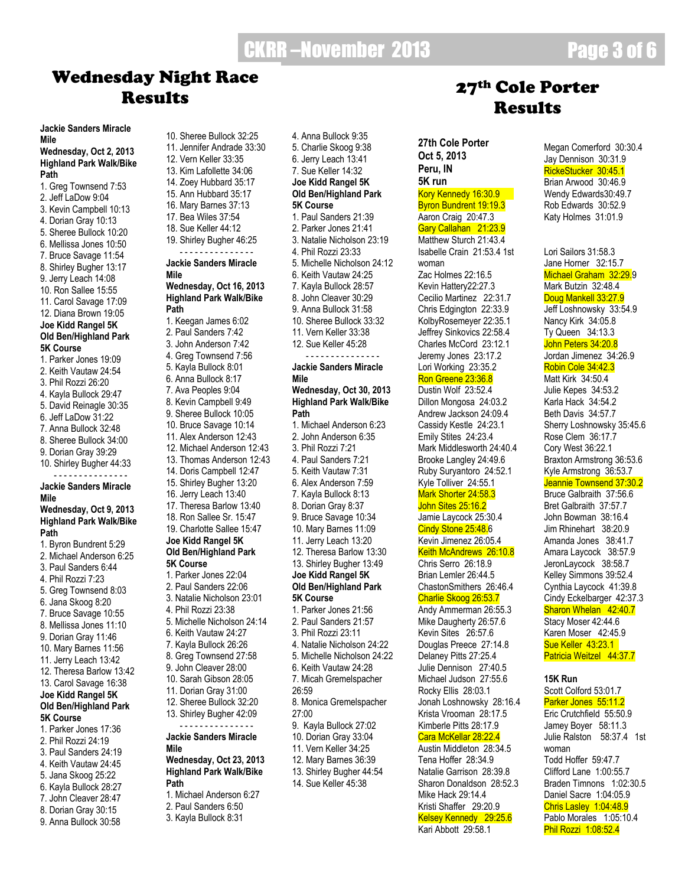# Wednesday Night Race Results

**Jackie Sanders Miracle Mile**
**Wednesday, Oct 2, 2013**
**Highland Park Walk/Bike Path**

1. Greg Townsend 7:53
2. Jeff LaDow 9:04
3. Kevin Campbell 10:13
4. Dorian Gray 10:13
5. Sheree Bullock 10:20
6. Mellissa Jones 10:50
7. Bruce Savage 11:54
8. Shirley Bugher 13:17
9. Jerry Leach 14:08
10. Ron Sallee 15:55
11. Carol Savage 17:09
12. Diana Brown 19:05

**Joe Kidd Rangel 5K**
**Old Ben/Highland Park 5K Course**

1. Parker Jones 19:09
2. Keith Vautaw 24:54
3. Phil Rozzi 26:20
4. Kayla Bullock 29:47
5. David Reinagle 30:35
6. Jeff LaDow 31:22
7. Anna Bullock 32:48
8. Sheree Bullock 34:00
9. Dorian Gray 39:29
10. Shirley Bugher 44:33

---------------

**Jackie Sanders Miracle Mile**
**Wednesday, Oct 9, 2013**
**Highland Park Walk/Bike Path**

1. Byron Bundrent 5:29
2. Michael Anderson 6:25
3. Paul Sanders 6:44
4. Phil Rozzi 7:23
5. Greg Townsend 8:03
6. Jana Skoog 8:20
7. Bruce Savage 10:55
8. Mellissa Jones 11:10
9. Dorian Gray 11:46
10. Mary Barnes 11:56
11. Jerry Leach 13:42
12. Theresa Barlow 13:42
13. Carol Savage 16:38

**Joe Kidd Rangel 5K**
**Old Ben/Highland Park 5K Course**

1. Parker Jones 17:36
2. Phil Rozzi 24:19
3. Paul Sanders 24:19
4. Keith Vautaw 24:45
5. Jana Skoog 25:22
6. Kayla Bullock 28:27
7. John Cleaver 28:47
8. Dorian Gray 30:15
9. Anna Bullock 30:58
10. Sheree Bullock 32:25
11. Jennifer Andrade 33:30
12. Vern Keller 33:35
13. Kim Lafollette 34:06
14. Zoey Hubbard 35:17
15. Ann Hubbard 35:17
16. Mary Barnes 37:13
17. Bea Wiles 37:54
18. Sue Keller 44:12
19. Shirley Bugher 46:25

---------------

**Jackie Sanders Miracle Mile**
**Wednesday, Oct 16, 2013**
**Highland Park Walk/Bike Path**

1. Keegan James 6:02
2. Paul Sanders 7:42
3. John Anderson 7:42
4. Greg Townsend 7:56
5. Kayla Bullock 8:01
6. Anna Bullock 8:17
7. Ava Peoples 9:04
8. Kevin Campbell 9:49
9. Sheree Bullock 10:05
10. Bruce Savage 10:14
11. Alex Anderson 12:43
12. Michael Anderson 12:43
13. Thomas Anderson 12:43
14. Doris Campbell 12:47
15. Shirley Bugher 13:20
16. Jerry Leach 13:40
17. Theresa Barlow 13:40
18. Ron Sallee Sr. 15:47
19. Charlotte Sallee 15:47

**Joe Kidd Rangel 5K**
**Old Ben/Highland Park 5K Course**

1. Parker Jones 22:04
2. Paul Sanders 22:06
3. Natalie Nicholson 23:01
4. Phil Rozzi 23:38
5. Michelle Nicholson 24:14
6. Keith Vautaw 24:27
7. Kayla Bullock 26:26
8. Greg Townsend 27:58
9. John Cleaver 28:00
10. Sarah Gibson 28:05
11. Dorian Gray 31:00
12. Sheree Bullock 32:20
13. Shirley Bugher 42:09

---------------

**Jackie Sanders Miracle Mile**
**Wednesday, Oct 23, 2013**
**Highland Park Walk/Bike Path**

1. Michael Anderson 6:27
2. Paul Sanders 6:50
3. Kayla Bullock 8:31
4. Anna Bullock 9:35
5. Charlie Skoog 9:38
6. Jerry Leach 13:41
7. Sue Keller 14:32

**Joe Kidd Rangel 5K**
**Old Ben/Highland Park 5K Course**

1. Paul Sanders 21:39
2. Parker Jones 21:41
3. Natalie Nicholson 23:19
4. Phil Rozzi 23:33
5. Michelle Nicholson 24:12
6. Keith Vautaw 24:25
7. Kayla Bullock 28:57
8. John Cleaver 30:29
9. Anna Bullock 31:58
10. Sheree Bullock 33:32
11. Vern Keller 33:38
12. Sue Keller 45:28

---------------

**Jackie Sanders Miracle Mile**
**Wednesday, Oct 30, 2013**
**Highland Park Walk/Bike Path**

1. Michael Anderson 6:23
2. John Anderson 6:35
3. Phil Rozzi 7:21
4. Paul Sanders 7:21
5. Keith Vautaw 7:31
6. Alex Anderson 7:59
7. Kayla Bullock 8:13
8. Dorian Gray 8:37
9. Bruce Savage 10:34
10. Mary Barnes 11:09
11. Jerry Leach 13:20
12. Theresa Barlow 13:30
13. Shirley Bugher 13:49

**Joe Kidd Rangel 5K**
**Old Ben/Highland Park 5K Course**

1. Parker Jones 21:56
2. Paul Sanders 21:57
3. Phil Rozzi 23:11
4. Natalie Nicholson 24:22
5. Michelle Nicholson 24:22
6. Keith Vautaw 24:28
7. Micah Gremelspacher 26:59
8. Monica Gremelspacher 27:00
9. Kayla Bullock 27:02
10. Dorian Gray 33:04
11. Vern Keller 34:25
12. Mary Barnes 36:39
13. Shirley Bugher 44:54
14. Sue Keller 45:38

# 27th Cole Porter Results

**27th Cole Porter**
**Oct 5, 2013**
**Peru, IN**
**5K run**

Kory Kennedy 16:30.9
Byron Bundrent 19:19.3
Aaron Craig 20:47.3
Gary Callahan 21:23.9
Matthew Sturch 21:43.4
Isabelle Crain 21:53.4 1st woman
Zac Holmes 22:16.5
Kevin Hattery22:27.3
Cecilio Martinez 22:31.7
Chris Edgington 22:33.9
KolbyRosemeyer 22:35.1
Jeffrey Sinkovics 22:58.4
Charles McCord 23:12.1
Jeremy Jones 23:17.2
Lori Working 23:35.2
Ron Greene 23:36.8
Dustin Wolf 23:52.4
Dillon Mongosa 24:03.2
Andrew Jackson 24:09.4
Cassidy Kestle 24:23.1
Emily Stites 24:23.4
Mark Middlesworth 24:40.4
Brooke Langley 24:49.6
Ruby Suryantoro 24:52.1
Kyle Tolliver 24:55.1
Mark Shorter 24:58.3
John Sites 25:16.2
Jamie Laycock 25:30.4
Cindy Stone 25:48.6
Kevin Jimenez 26:05.4
Keith McAndrews 26:10.8
Chris Serro 26:18.9
Brian Lemler 26:44.5
ChastonSmithers 26:46.4
Charlie Skoog 26:53.7
Andy Ammerman 26:55.3
Mike Daugherty 26:57.6
Kevin Sites 26:57.6
Douglas Preece 27:14.8
Delaney Pitts 27:25.4
Julie Dennison 27:40.5
Michael Judson 27:55.6
Rocky Ellis 28:03.1
Jonah Loshnowsky 28:16.4
Krista Vrooman 28:17.5
Kimberle Pitts 28:17.9
Cara McKellar 28:22.4
Austin Middleton 28:34.5
Tena Hoffer 28:34.9
Natalie Garrison 28:39.8
Sharon Donaldson 28:52.3
Mike Hack 29:14.4
Kristi Shaffer 29:20.9
Kelsey Kennedy 29:25.6
Kari Abbott 29:58.1
Megan Comerford 30:30.4
Jay Dennison 30:31.9
RickeStucker 30:45.1
Brian Arwood 30:46.9
Wendy Edwards30:49.7
Rob Edwards 30:52.9
Katy Holmes 31:01.9
Lori Sailors 31:58.3
Jane Horner 32:15.7
Michael Graham 32:29.9
Mark Butzin 32:48.4
Doug Mankell 33:27.9
Jeff Loshnowsky 33:54.9
Nancy Kirk 34:05.8
Ty Queen 34:13.3
John Peters 34:20.8
Jordan Jimenez 34:26.9
Robin Cole 34:42.3
Matt Kirk 34:50.4
Julie Kepes 34:53.2
Karla Hack 34:54.2
Beth Davis 34:57.7
Sherry Loshnowsky 35:45.6
Rose Clem 36:17.7
Cory West 36:22.1
Braxton Armstrong 36:53.6
Kyle Armstrong 36:53.7
Jeannie Townsend 37:30.2
Bruce Galbraith 37:56.6
Bret Galbraith 37:57.7
John Bowman 38:16.4
Jim Rhinehart 38:20.9
Amanda Jones 38:41.7
Amara Laycock 38:57.9
JeronLaycock 38:58.7
Kelley Simmons 39:52.4
Cynthia Laycock 41:39.8
Cindy Eckelbarger 42:37.3
Sharon Whelan 42:40.7
Stacy Moser 42:44.6
Karen Moser 42:45.9
Sue Keller 43:23.1
Patricia Weitzel 44:37.7

**15K Run**

Scott Colford 53:01.7
Parker Jones 55:11.2
Eric Crutchfield 55:50.9
Jamey Boyer 58:11.3
Julie Ralston 58:37.4 1st woman
Todd Hoffer 59:47.7
Clifford Lane 1:00:55.7
Braden Timnons 1:02:30.5
Daniel Sacre 1:04:05.9
Chris Lasley 1:04:48.9
Pablo Morales 1:05:10.4
Phil Rozzi 1:08:52.4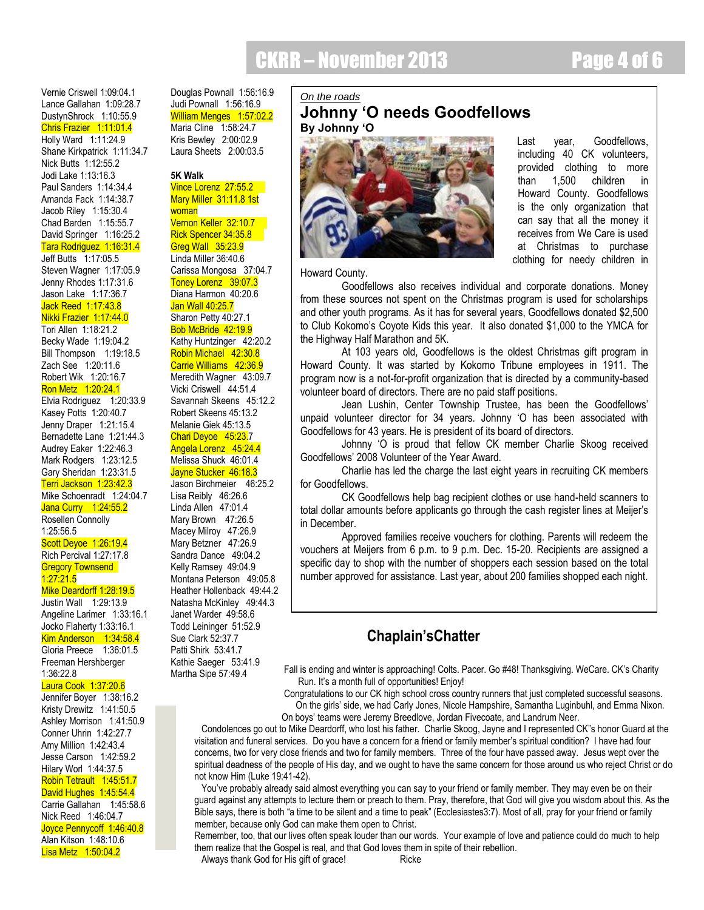Vernie Criswell 1:09:04.1
Lance Gallahan 1:09:28.7
DustynShrock 1:10:55.9
Chris Frazier 1:11:01.4
Holly Ward 1:11:24.9
Shane Kirkpatrick 1:11:34.7
Nick Butts 1:12:55.2
Jodi Lake 1:13:16.3
Paul Sanders 1:14:34.4
Amanda Fack 1:14:38.7
Jacob Riley 1:15:30.4
Chad Barden 1:15:55.7
David Springer 1:16:25.2
Tara Rodriguez 1:16:31.4
Jeff Butts 1:17:05.5
Steven Wagner 1:17:05.9
Jenny Rhodes 1:17:31.6
Jason Lake 1:17:36.7
Jack Reed 1:17:43.8
Nikki Frazier 1:17:44.0
Tori Allen 1:18:21.2
Becky Wade 1:19:04.2
Bill Thompson 1:19:18.5
Zach See 1:20:11.6
Robert Wik 1:20:16.7
Ron Metz 1:20:24.1
Elvia Rodriguez 1:20:33.9
Kasey Potts 1:20:40.7
Jenny Draper 1:21:15.4
Bernadette Lane 1:21:44.3
Audrey Eaker 1:22:46.3
Mark Rodgers 1:23:12.5
Gary Sheridan 1:23:31.5
Terri Jackson 1:23:42.3
Mike Schoenradt 1:24:04.7
Jana Curry 1:24:55.2
Rosellen Connolly 1:25:56.5
Scott Deyoe 1:26:19.4
Rich Percival 1:27:17.8
Gregory Townsend 1:27:21.5
Mike Deardorff 1:28:19.5
Justin Wall 1:29:13.9
Angeline Larimer 1:33:16.1
Jocko Flaherty 1:33:16.1
Kim Anderson 1:34:58.4
Gloria Preece 1:36:01.5
Freeman Hershberger 1:36:22.8
Laura Cook 1:37:20.6
Jennifer Boyer 1:38:16.2
Kristy Drewitz 1:41:50.5
Ashley Morrison 1:41:50.9
Conner Uhrin 1:42:27.7
Amy Million 1:42:43.4
Jesse Carson 1:42:59.2
Hilary Worl 1:44:37.5
Robin Tetrault 1:45:51.7
David Hughes 1:45:54.4
Carrie Gallahan 1:45:58.6
Nick Reed 1:46:04.7
Joyce Pennycoff 1:46:40.8
Alan Kitson 1:48:10.6
Lisa Metz 1:50:04.2
Douglas Pownall 1:56:16.9
Judi Pownall 1:56:16.9
William Menges 1:57:02.2
Maria Cline 1:58:24.7
Kris Bewley 2:00:02.9
Laura Sheets 2:00:03.5

**5K Walk**

Vince Lorenz 27:55.2
Mary Miller 31:11.8 1st woman
Vernon Keller 32:10.7
Rick Spencer 34:35.8
Greg Wall 35:23.9
Linda Miller 36:40.6
Carissa Mongosa 37:04.7
Toney Lorenz 39:07.3
Diana Harmon 40:20.6
Jan Wall 40:25.7
Sharon Petty 40:27.1
Bob McBride 42:19.9
Kathy Huntzinger 42:20.2
Robin Michael 42:30.8
Carrie Williams 42:36.9
Meredith Wagner 43:09.7
Vicki Criswell 44:51.4
Savannah Skeens 45:12.2
Robert Skeens 45:13.2
Melanie Giek 45:13.5
Chari Deyoe 45:23.7
Angela Lorenz 45:24.4
Melissa Shuck 46:01.4
Jayne Stucker 46:18.3
Jason Birchmeier 46:25.2
Lisa Reibly 46:26.6
Linda Allen 47:01.4
Mary Brown 47:26.5
Macey Milroy 47:26.9
Mary Betzner 47:26.9
Sandra Dance 49:04.2
Kelly Ramsey 49:04.9
Montana Peterson 49:05.8
Heather Hollenback 49:44.2
Natasha McKinley 49:44.3
Janet Warder 49:58.6
Todd Leininger 51:52.9
Sue Clark 52:37.7
Patti Shirk 53:41.7
Kathie Saeger 53:41.9
Martha Sipe 57:49.4

*On the roads*

## Johnny 'O needs Goodfellows

**By Johnny 'O**

Last year, Goodfellows, including 40 CK volunteers, provided clothing to more than 1,500 children in Howard County. Goodfellows is the only organization that can say that all the money it receives from We Care is used at Christmas to purchase clothing for needy children in Howard County.

Goodfellows also receives individual and corporate donations. Money from these sources not spent on the Christmas program is used for scholarships and other youth programs. As it has for several years, Goodfellows donated $2,500 to Club Kokomo's Coyote Kids this year. It also donated $1,000 to the YMCA for the Highway Half Marathon and 5K.

At 103 years old, Goodfellows is the oldest Christmas gift program in Howard County. It was started by Kokomo Tribune employees in 1911. The program now is a not-for-profit organization that is directed by a community-based volunteer board of directors. There are no paid staff positions.

Jean Lushin, Center Township Trustee, has been the Goodfellows' unpaid volunteer director for 34 years. Johnny 'O has been associated with Goodfellows for 43 years. He is president of its board of directors.

Johnny 'O is proud that fellow CK member Charlie Skoog received Goodfellows' 2008 Volunteer of the Year Award.

Charlie has led the charge the last eight years in recruiting CK members for Goodfellows.

CK Goodfellows help bag recipient clothes or use hand-held scanners to total dollar amounts before applicants go through the cash register lines at Meijer's in December.

Approved families receive vouchers for clothing. Parents will redeem the vouchers at Meijers from 6 p.m. to 9 p.m. Dec. 15-20. Recipients are assigned a specific day to shop with the number of shoppers each session based on the total number approved for assistance. Last year, about 200 families shopped each night.

## Chaplain'sChatter

Fall is ending and winter is approaching! Colts. Pacer. Go #48! Thanksgiving. WeCare. CK's Charity Run. It's a month full of opportunities! Enjoy!

Congratulations to our CK high school cross country runners that just completed successful seasons. On the girls' side, we had Carly Jones, Nicole Hampshire, Samantha Luginbuhl, and Emma Nixon. On boys' teams were Jeremy Breedlove, Jordan Fivecoate, and Landrum Neer.

Condolences go out to Mike Deardorff, who lost his father. Charlie Skoog, Jayne and I represented CK"s honor Guard at the visitation and funeral services. Do you have a concern for a friend or family member's spiritual condition? I have had four concerns, two for very close friends and two for family members. Three of the four have passed away. Jesus wept over the spiritual deadness of the people of His day, and we ought to have the same concern for those around us who reject Christ or do not know Him (Luke 19:41-42).

You've probably already said almost everything you can say to your friend or family member. They may even be on their guard against any attempts to lecture them or preach to them. Pray, therefore, that God will give you wisdom about this. As the Bible says, there is both "a time to be silent and a time to peak" (Ecclesiastes3:7). Most of all, pray for your friend or family member, because only God can make them open to Christ.

Remember, too, that our lives often speak louder than our words. Your example of love and patience could do much to help them realize that the Gospel is real, and that God loves them in spite of their rebellion.

Always thank God for His gift of grace! Ricke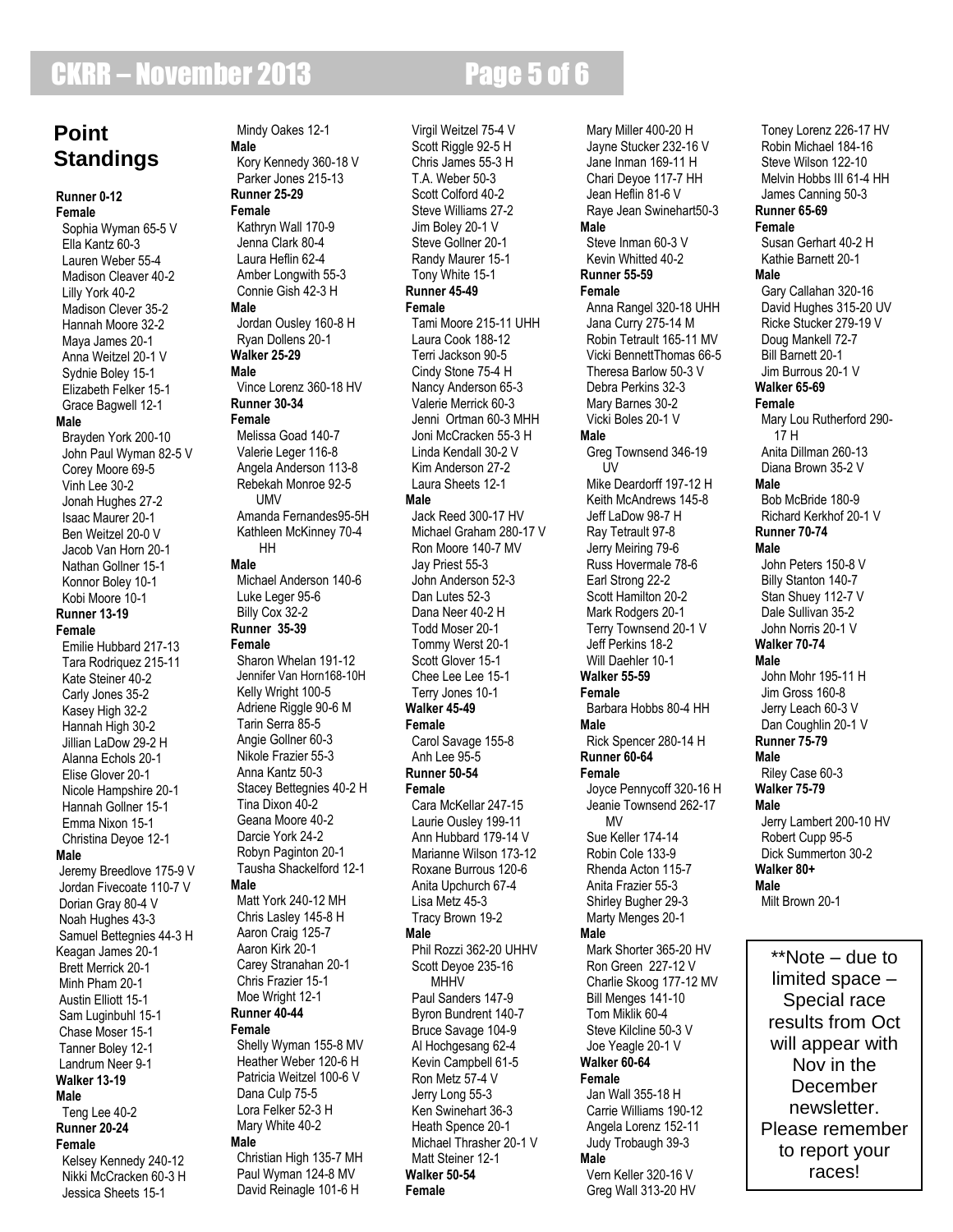# Point Standings

**Runner 0-12**

**Female**

Sophia Wyman 65-5 V
Ella Kantz 60-3
Lauren Weber 55-4
Madison Cleaver 40-2
Lilly York 40-2
Madison Clever 35-2
Hannah Moore 32-2
Maya James 20-1
Anna Weitzel 20-1 V
Sydnie Boley 15-1
Elizabeth Felker 15-1
Grace Bagwell 12-1

**Male**

Brayden York 200-10
John Paul Wyman 82-5 V
Corey Moore 69-5
Vinh Lee 30-2
Jonah Hughes 27-2
Isaac Maurer 20-1
Ben Weitzel 20-0 V
Jacob Van Horn 20-1
Nathan Gollner 15-1
Konnor Boley 10-1
Kobi Moore 10-1

**Runner 13-19**

**Female**

Emilie Hubbard 217-13
Tara Rodriquez 215-11
Kate Steiner 40-2
Carly Jones 35-2
Kasey High 32-2
Hannah High 30-2
Jillian LaDow 29-2 H
Alanna Echols 20-1
Elise Glover 20-1
Nicole Hampshire 20-1
Hannah Gollner 15-1
Emma Nixon 15-1
Christina Deyoe 12-1

**Male**

Jeremy Breedlove 175-9 V
Jordan Fivecoate 110-7 V
Dorian Gray 80-4 V
Noah Hughes 43-3
Samuel Bettegnies 44-3 H
Keagan James 20-1
Brett Merrick 20-1
Minh Pham 20-1
Austin Elliott 15-1
Sam Luginbuhl 15-1
Chase Moser 15-1
Tanner Boley 12-1
Landrum Neer 9-1

**Walker 13-19**

**Male**

Teng Lee 40-2

**Runner 20-24**

**Female**

Kelsey Kennedy 240-12
Nikki McCracken 60-3 H
Jessica Sheets 15-1
Mindy Oakes 12-1

**Male**

Kory Kennedy 360-18 V
Parker Jones 215-13

**Runner 25-29**

**Female**

Kathryn Wall 170-9
Jenna Clark 80-4
Laura Heflin 62-4
Amber Longwith 55-3
Connie Gish 42-3 H

**Male**

Jordan Ousley 160-8 H
Ryan Dollens 20-1

**Walker 25-29**

**Male**

Vince Lorenz 360-18 HV

**Runner 30-34**

**Female**

Melissa Goad 140-7
Valerie Leger 116-8
Angela Anderson 113-8
Rebekah Monroe 92-5 UMV
Amanda Fernandes95-5H
Kathleen McKinney 70-4 HH

**Male**

Michael Anderson 140-6
Luke Leger 95-6
Billy Cox 32-2

**Runner 35-39**

**Female**

Sharon Whelan 191-12
Jennifer Van Horn168-10H
Kelly Wright 100-5
Adriene Riggle 90-6 M
Tarin Serra 85-5
Angie Gollner 60-3
Nikole Frazier 55-3
Anna Kantz 50-3
Stacey Bettegnies 40-2 H
Tina Dixon 40-2
Geana Moore 40-2
Darcie York 24-2
Robyn Paginton 20-1
Tausha Shackelford 12-1

**Male**

Matt York 240-12 MH
Chris Lasley 145-8 H
Aaron Craig 125-7
Aaron Kirk 20-1
Carey Stranahan 20-1
Chris Frazier 15-1
Moe Wright 12-1

**Runner 40-44**

**Female**

Shelly Wyman 155-8 MV
Heather Weber 120-6 H
Patricia Weitzel 100-6 V
Dana Culp 75-5
Lora Felker 52-3 H
Mary White 40-2

**Male**

Christian High 135-7 MH
Paul Wyman 124-8 MV
David Reinagle 101-6 H
Virgil Weitzel 75-4 V
Scott Riggle 92-5 H
Chris James 55-3 H
T.A. Weber 50-3
Scott Colford 40-2
Steve Williams 27-2
Jim Boley 20-1 V
Steve Gollner 20-1
Randy Maurer 15-1
Tony White 15-1

**Runner 45-49**

**Female**

Tami Moore 215-11 UHH
Laura Cook 188-12
Terri Jackson 90-5
Cindy Stone 75-4 H
Nancy Anderson 65-3
Valerie Merrick 60-3
Jenni Ortman 60-3 MHH
Joni McCracken 55-3 H
Linda Kendall 30-2 V
Kim Anderson 27-2
Laura Sheets 12-1

**Male**

Jack Reed 300-17 HV
Michael Graham 280-17 V
Ron Moore 140-7 MV
Jay Priest 55-3
John Anderson 52-3
Dan Lutes 52-3
Dana Neer 40-2 H
Todd Moser 20-1
Tommy Werst 20-1
Scott Glover 15-1
Chee Lee Lee 15-1
Terry Jones 10-1

**Walker 45-49**

**Female**

Carol Savage 155-8
Anh Lee 95-5

**Runner 50-54**

**Female**

Cara McKellar 247-15
Laurie Ousley 199-11
Ann Hubbard 179-14 V
Marianne Wilson 173-12
Roxane Burrous 120-6
Anita Upchurch 67-4
Lisa Metz 45-3
Tracy Brown 19-2

**Male**

Phil Rozzi 362-20 UHHV
Scott Deyoe 235-16 MHHV
Paul Sanders 147-9
Byron Bundrent 140-7
Bruce Savage 104-9
Al Hochgesang 62-4
Kevin Campbell 61-5
Ron Metz 57-4 V
Jerry Long 55-3
Ken Swinehart 36-3
Heath Spence 20-1
Michael Thrasher 20-1 V
Matt Steiner 12-1

**Walker 50-54**

**Female**

Mary Miller 400-20 H
Jayne Stucker 232-16 V
Jane Inman 169-11 H
Chari Deyoe 117-7 HH
Jean Heflin 81-6 V
Raye Jean Swinehart50-3

**Male**

Steve Inman 60-3 V
Kevin Whitted 40-2

**Runner 55-59**

**Female**

Anna Rangel 320-18 UHH
Jana Curry 275-14 M
Robin Tetrault 165-11 MV
Vicki BennettThomas 66-5
Theresa Barlow 50-3 V
Debra Perkins 32-3
Mary Barnes 30-2
Vicki Boles 20-1 V

**Male**

Greg Townsend 346-19 UV
Mike Deardorff 197-12 H
Keith McAndrews 145-8
Jeff LaDow 98-7 H
Ray Tetrault 97-8
Jerry Meiring 79-6
Russ Hovermale 78-6
Earl Strong 22-2
Scott Hamilton 20-2
Mark Rodgers 20-1
Terry Townsend 20-1 V
Jeff Perkins 18-2
Will Daehler 10-1

**Walker 55-59**

**Female**

Barbara Hobbs 80-4 HH

**Male**

Rick Spencer 280-14 H

**Runner 60-64**

**Female**

Joyce Pennycoff 320-16 H
Jeanie Townsend 262-17 MV
Sue Keller 174-14
Robin Cole 133-9
Rhenda Acton 115-7
Anita Frazier 55-3
Shirley Bugher 29-3
Marty Menges 20-1

**Male**

Mark Shorter 365-20 HV
Ron Green 227-12 V
Charlie Skoog 177-12 MV
Bill Menges 141-10
Tom Miklik 60-4
Steve Kilcline 50-3 V
Joe Yeagle 20-1 V

**Walker 60-64**

**Female**

Jan Wall 355-18 H
Carrie Williams 190-12
Angela Lorenz 152-11
Judy Trobaugh 39-3

**Male**

Vern Keller 320-16 V
Greg Wall 313-20 HV
Toney Lorenz 226-17 HV
Robin Michael 184-16
Steve Wilson 122-10
Melvin Hobbs III 61-4 HH
James Canning 50-3

**Runner 65-69**

**Female**

Susan Gerhart 40-2 H
Kathie Barnett 20-1

**Male**

Gary Callahan 320-16
David Hughes 315-20 UV
Ricke Stucker 279-19 V
Doug Mankell 72-7
Bill Barnett 20-1
Jim Burrous 20-1 V

**Walker 65-69**

**Female**

Mary Lou Rutherford 290-17 H
Anita Dillman 260-13
Diana Brown 35-2 V

**Male**

Bob McBride 180-9
Richard Kerkhof 20-1 V

**Runner 70-74**

**Male**

John Peters 150-8 V
Billy Stanton 140-7
Stan Shuey 112-7 V
Dale Sullivan 35-2
John Norris 20-1 V

**Walker 70-74**

**Male**

John Mohr 195-11 H
Jim Gross 160-8
Jerry Leach 60-3 V
Dan Coughlin 20-1 V

**Runner 75-79**

**Male**

Riley Case 60-3

**Walker 75-79**

**Male**

Jerry Lambert 200-10 HV
Robert Cupp 95-5
Dick Summerton 30-2

**Walker 80+**

**Male**

Milt Brown 20-1

**Note – due to limited space – Special race results from Oct will appear with Nov in the December newsletter. Please remember to report your races!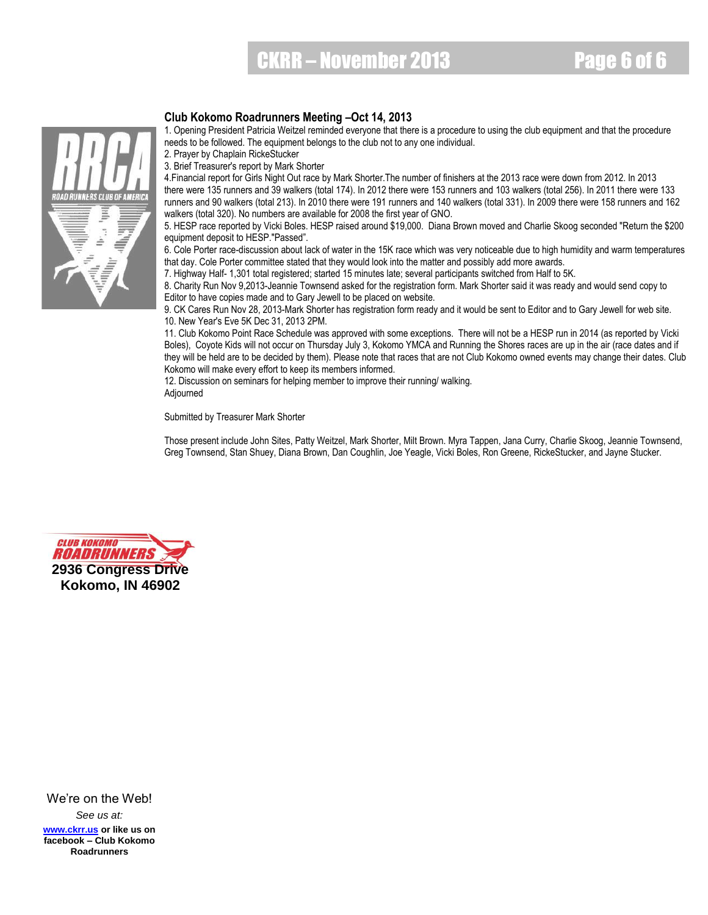## Club Kokomo Roadrunners Meeting –Oct 14, 2013

1. Opening President Patricia Weitzel reminded everyone that there is a procedure to using the club equipment and that the procedure needs to be followed. The equipment belongs to the club not to any one individual.
2. Prayer by Chaplain RickeStucker
3. Brief Treasurer's report by Mark Shorter
4. Financial report for Girls Night Out race by Mark Shorter. The number of finishers at the 2013 race were down from 2012. In 2013 there were 135 runners and 39 walkers (total 174). In 2012 there were 153 runners and 103 walkers (total 256). In 2011 there were 133 runners and 90 walkers (total 213). In 2010 there were 191 runners and 140 walkers (total 331). In 2009 there were 158 runners and 162 walkers (total 320). No numbers are available for 2008 the first year of GNO.
5. HESP race reported by Vicki Boles. HESP raised around $19,000. Diana Brown moved and Charlie Skoog seconded "Return the $200 equipment deposit to HESP."Passed".
6. Cole Porter race-discussion about lack of water in the 15K race which was very noticeable due to high humidity and warm temperatures that day. Cole Porter committee stated that they would look into the matter and possibly add more awards.
7. Highway Half- 1,301 total registered; started 15 minutes late; several participants switched from Half to 5K.
8. Charity Run Nov 9,2013-Jeannie Townsend asked for the registration form. Mark Shorter said it was ready and would send copy to Editor to have copies made and to Gary Jewell to be placed on website.
9. CK Cares Run Nov 28, 2013-Mark Shorter has registration form ready and it would be sent to Editor and to Gary Jewell for web site.
10. New Year's Eve 5K Dec 31, 2013 2PM.
11. Club Kokomo Point Race Schedule was approved with some exceptions. There will not be a HESP run in 2014 (as reported by Vicki Boles), Coyote Kids will not occur on Thursday July 3, Kokomo YMCA and Running the Shores races are up in the air (race dates and if they will be held are to be decided by them). Please note that races that are not Club Kokomo owned events may change their dates. Club Kokomo will make every effort to keep its members informed.
12. Discussion on seminars for helping member to improve their running/ walking.

Adjourned

Submitted by Treasurer Mark Shorter

Those present include John Sites, Patty Weitzel, Mark Shorter, Milt Brown. Myra Tappen, Jana Curry, Charlie Skoog, Jeannie Townsend, Greg Townsend, Stan Shuey, Diana Brown, Dan Coughlin, Joe Yeagle, Vicki Boles, Ron Greene, RickeStucker, and Jayne Stucker.

**CLUB KOKOMO ROADRUNNERS**
**2936 Congress Drive**
**Kokomo, IN 46902**

We're on the Web!

*See us at:*

**www.ckrr.us or like us on facebook – Club Kokomo Roadrunners**